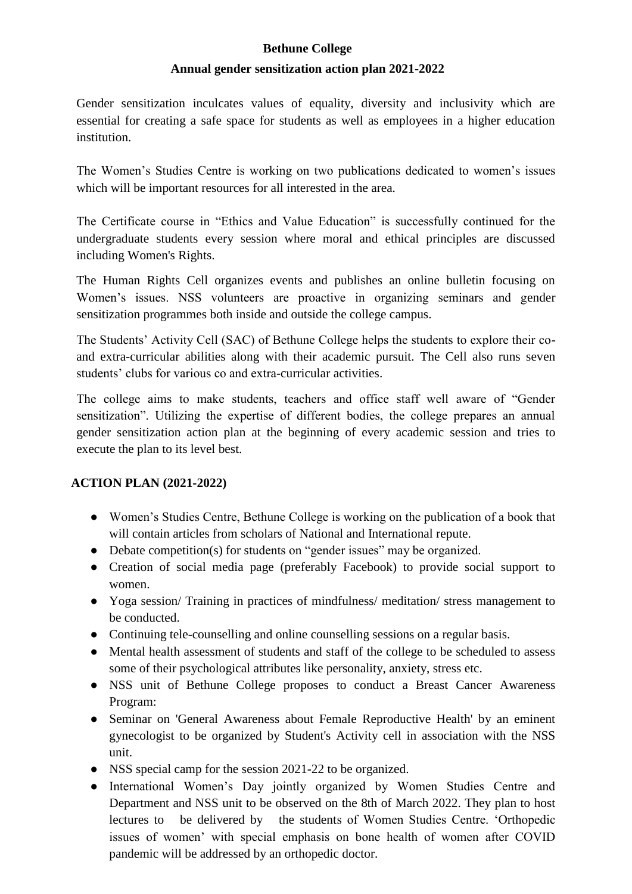# Bethune College

## Annual gender sensitization action plan 2021-2022

Gender sensitization inculcates values of equality, diversity and inclusivity which are essential for creating a safe space for students as well as employees in a higher education institution.

The Women's Studies Centre is working on two publications dedicated to women's issues which will be important resources for all interested in the area.

The Certificate course in "Ethics and Value Education" is successfully continued for the undergraduate students every session where moral and ethical principles are discussed including Women's Rights.

The Human Rights Cell organizes events and publishes an online bulletin focusing on Women's issues. NSS volunteers are proactive in organizing seminars and gender sensitization programmes both inside and outside the college campus.

The Students' Activity Cell (SAC) of Bethune College helps the students to explore their co- and extra-curricular abilities along with their academic pursuit. The Cell also runs seven students' clubs for various co and extra-curricular activities.

The college aims to make students, teachers and office staff well aware of "Gender sensitization". Utilizing the expertise of different bodies, the college prepares an annual gender sensitization action plan at the beginning of every academic session and tries to execute the plan to its level best.

### ACTION PLAN (2021-2022)

- Women's Studies Centre, Bethune College is working on the publication of a book that will contain articles from scholars of National and International repute.
- Debate competition(s) for students on "gender issues" may be organized.
- Creation of social media page (preferably Facebook) to provide social support to women.
- Yoga session/ Training in practices of mindfulness/ meditation/ stress management to be conducted.
- Continuing tele-counselling and online counselling sessions on a regular basis.
- Mental health assessment of students and staff of the college to be scheduled to assess some of their psychological attributes like personality, anxiety, stress etc.
- NSS unit of Bethune College proposes to conduct a Breast Cancer Awareness Program:
- Seminar on 'General Awareness about Female Reproductive Health' by an eminent gynecologist to be organized by Student's Activity cell in association with the NSS unit.
- NSS special camp for the session 2021-22 to be organized.
- International Women's Day jointly organized by Women Studies Centre and Department and NSS unit to be observed on the 8th of March 2022. They plan to host lectures to be delivered by the students of Women Studies Centre. 'Orthopedic issues of women' with special emphasis on bone health of women after COVID pandemic will be addressed by an orthopedic doctor.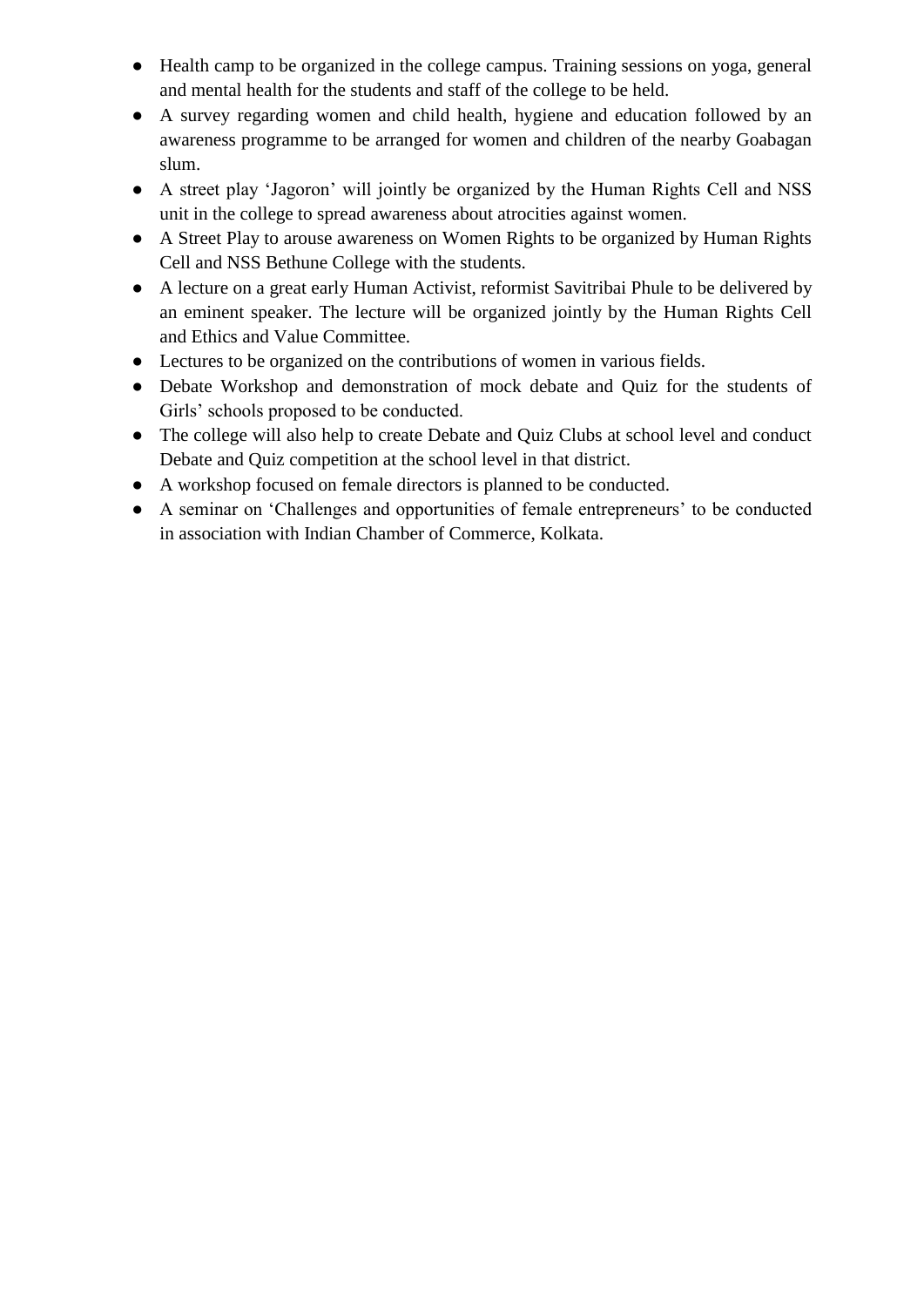- Health camp to be organized in the college campus. Training sessions on yoga, general and mental health for the students and staff of the college to be held.
- A survey regarding women and child health, hygiene and education followed by an awareness programme to be arranged for women and children of the nearby Goabagan slum.
- A street play 'Jagoron' will jointly be organized by the Human Rights Cell and NSS unit in the college to spread awareness about atrocities against women.
- A Street Play to arouse awareness on Women Rights to be organized by Human Rights Cell and NSS Bethune College with the students.
- A lecture on a great early Human Activist, reformist Savitribai Phule to be delivered by an eminent speaker. The lecture will be organized jointly by the Human Rights Cell and Ethics and Value Committee.
- Lectures to be organized on the contributions of women in various fields.
- Debate Workshop and demonstration of mock debate and Quiz for the students of Girls' schools proposed to be conducted.
- The college will also help to create Debate and Quiz Clubs at school level and conduct Debate and Quiz competition at the school level in that district.
- A workshop focused on female directors is planned to be conducted.
- A seminar on 'Challenges and opportunities of female entrepreneurs' to be conducted in association with Indian Chamber of Commerce, Kolkata.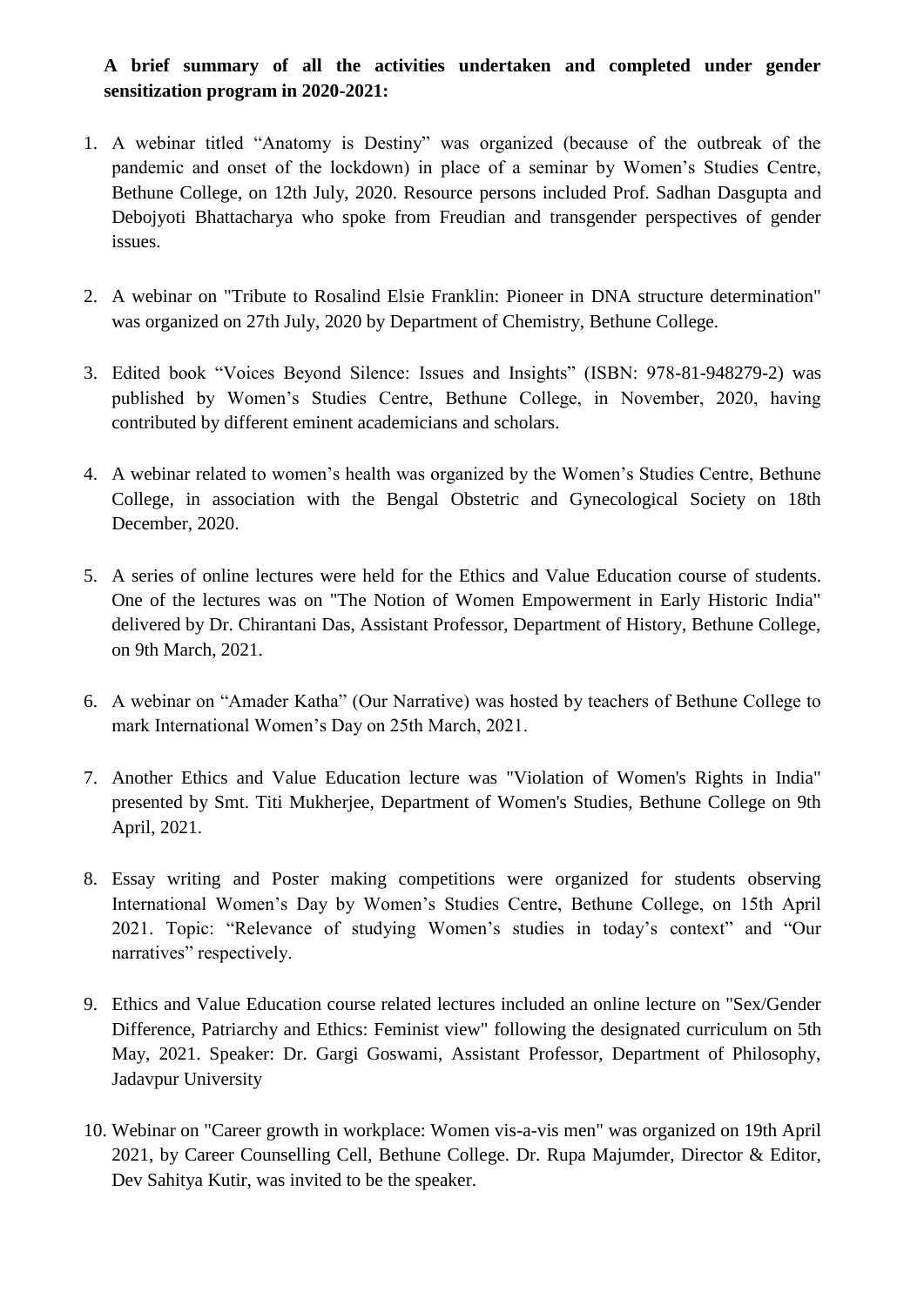**A brief summary of all the activities undertaken and completed under gender sensitization program in 2020-2021:**

1. A webinar titled "Anatomy is Destiny" was organized (because of the outbreak of the pandemic and onset of the lockdown) in place of a seminar by Women's Studies Centre, Bethune College, on 12th July, 2020. Resource persons included Prof. Sadhan Dasgupta and Debojyoti Bhattacharya who spoke from Freudian and transgender perspectives of gender issues.

2. A webinar on "Tribute to Rosalind Elsie Franklin: Pioneer in DNA structure determination" was organized on 27th July, 2020 by Department of Chemistry, Bethune College.

3. Edited book "Voices Beyond Silence: Issues and Insights" (ISBN: 978-81-948279-2) was published by Women's Studies Centre, Bethune College, in November, 2020, having contributed by different eminent academicians and scholars.

4. A webinar related to women's health was organized by the Women's Studies Centre, Bethune College, in association with the Bengal Obstetric and Gynecological Society on 18th December, 2020.

5. A series of online lectures were held for the Ethics and Value Education course of students. One of the lectures was on "The Notion of Women Empowerment in Early Historic India" delivered by Dr. Chirantani Das, Assistant Professor, Department of History, Bethune College, on 9th March, 2021.

6. A webinar on "Amader Katha" (Our Narrative) was hosted by teachers of Bethune College to mark International Women's Day on 25th March, 2021.

7. Another Ethics and Value Education lecture was "Violation of Women's Rights in India" presented by Smt. Titi Mukherjee, Department of Women's Studies, Bethune College on 9th April, 2021.

8. Essay writing and Poster making competitions were organized for students observing International Women's Day by Women's Studies Centre, Bethune College, on 15th April 2021. Topic: "Relevance of studying Women's studies in today's context" and "Our narratives" respectively.

9. Ethics and Value Education course related lectures included an online lecture on "Sex/Gender Difference, Patriarchy and Ethics: Feminist view" following the designated curriculum on 5th May, 2021. Speaker: Dr. Gargi Goswami, Assistant Professor, Department of Philosophy, Jadavpur University

10. Webinar on "Career growth in workplace: Women vis-a-vis men" was organized on 19th April 2021, by Career Counselling Cell, Bethune College. Dr. Rupa Majumder, Director & Editor, Dev Sahitya Kutir, was invited to be the speaker.